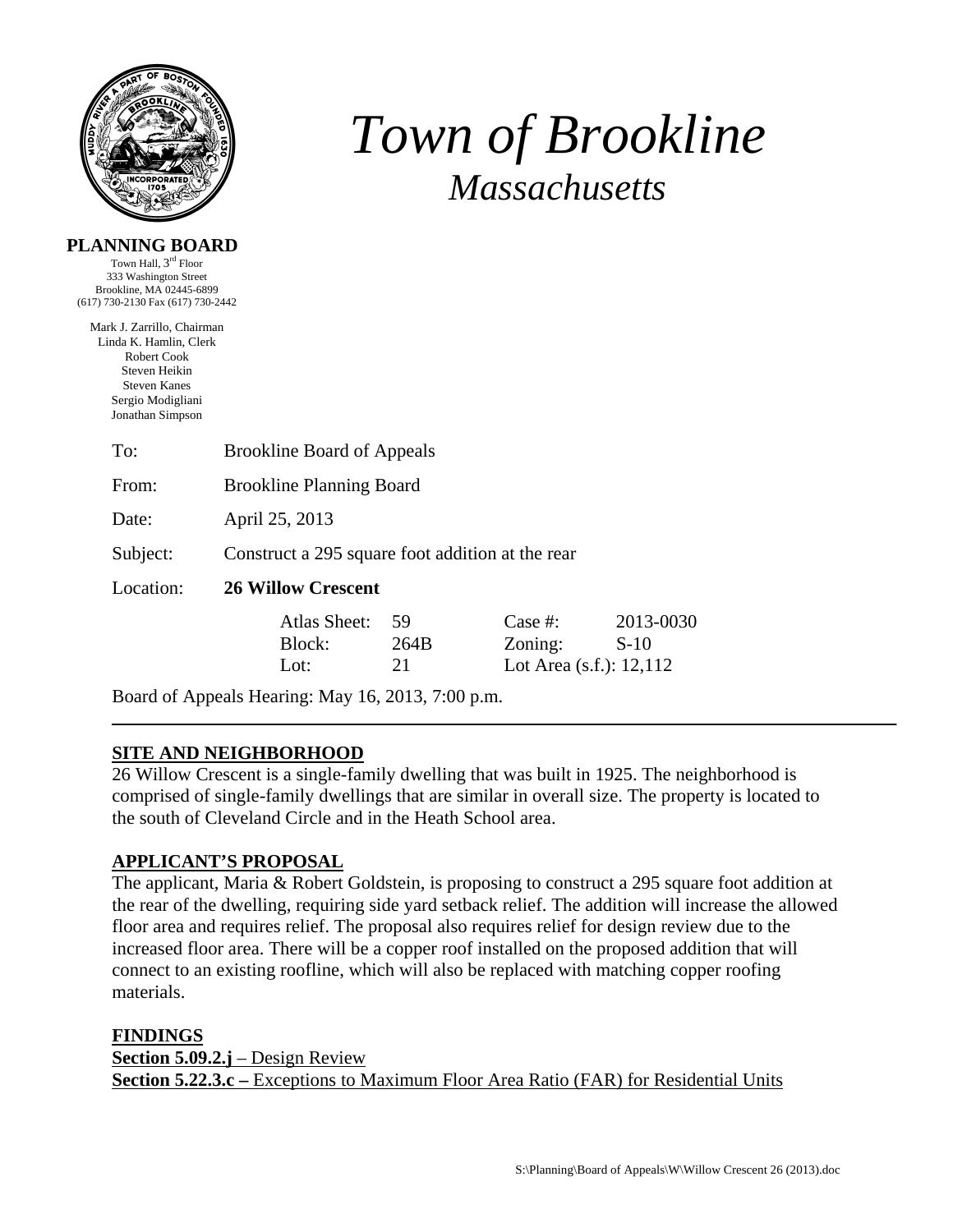# *Town of Brookline*

## *Massachusetts*

**PLANNING BOARD**

Town Hall, 3rd Floor
333 Washington Street
Brookline, MA 02445-6899
(617) 730-2130 Fax (617) 730-2442

Mark J. Zarrillo, Chairman
Linda K. Hamlin, Clerk
Robert Cook
Steven Heikin
Steven Kanes
Sergio Modigliani
Jonathan Simpson

| | |
|---|---|
| To: | Brookline Board of Appeals |
| From: | Brookline Planning Board |
| Date: | April 25, 2013 |
| Subject: | Construct a 295 square foot addition at the rear |
| Location: | **26 Willow Crescent** |

| | | | |
|---|---|---|---|
| Atlas Sheet: | 59 | Case #: | 2013-0030 |
| Block: | 264B | Zoning: | S-10 |
| Lot: | 21 | Lot Area (s.f.): 12,112 | |

Board of Appeals Hearing: May 16, 2013, 7:00 p.m.

---

**SITE AND NEIGHBORHOOD**

26 Willow Crescent is a single-family dwelling that was built in 1925. The neighborhood is comprised of single-family dwellings that are similar in overall size. The property is located to the south of Cleveland Circle and in the Heath School area.

**APPLICANT'S PROPOSAL**

The applicant, Maria & Robert Goldstein, is proposing to construct a 295 square foot addition at the rear of the dwelling, requiring side yard setback relief. The addition will increase the allowed floor area and requires relief. The proposal also requires relief for design review due to the increased floor area. There will be a copper roof installed on the proposed addition that will connect to an existing roofline, which will also be replaced with matching copper roofing materials.

**FINDINGS**

**Section 5.09.2.j** – Design Review

**Section 5.22.3.c –** Exceptions to Maximum Floor Area Ratio (FAR) for Residential Units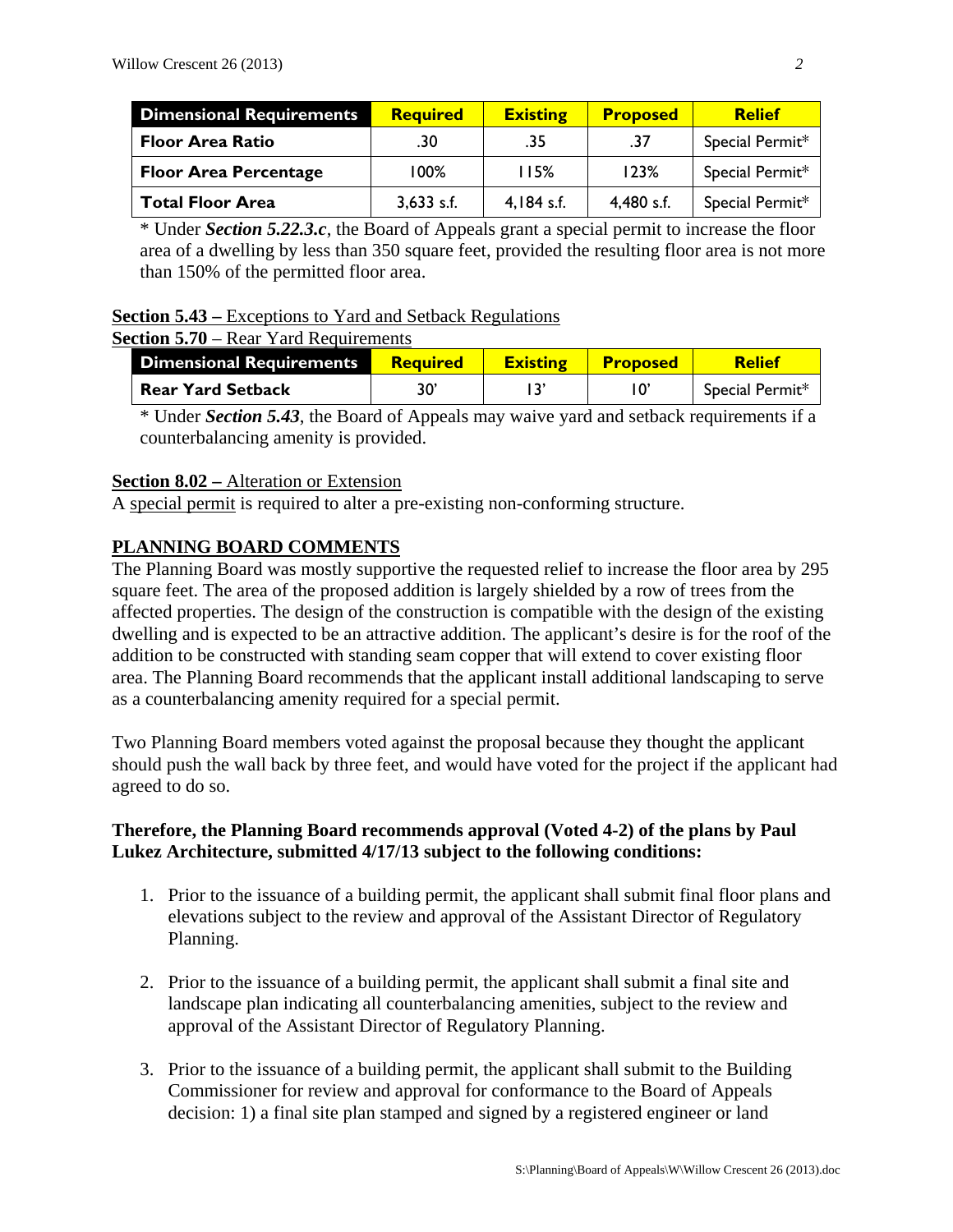| Dimensional Requirements | Required | Existing | Proposed | Relief |
|---|---|---|---|---|
| Floor Area Ratio | .30 | .35 | .37 | Special Permit* |
| Floor Area Percentage | 100% | 115% | 123% | Special Permit* |
| Total Floor Area | 3,633 s.f. | 4,184 s.f. | 4,480 s.f. | Special Permit* |

\* Under ***Section 5.22.3.c***, the Board of Appeals grant a special permit to increase the floor area of a dwelling by less than 350 square feet, provided the resulting floor area is not more than 150% of the permitted floor area.

**Section 5.43 –** Exceptions to Yard and Setback Regulations

**Section 5.70** – Rear Yard Requirements

| Dimensional Requirements | Required | Existing | Proposed | Relief |
|---|---|---|---|---|
| Rear Yard Setback | 30' | 13' | 10' | Special Permit* |

\* Under ***Section 5.43***, the Board of Appeals may waive yard and setback requirements if a counterbalancing amenity is provided.

**Section 8.02 –** Alteration or Extension

A special permit is required to alter a pre-existing non-conforming structure.

## PLANNING BOARD COMMENTS

The Planning Board was mostly supportive the requested relief to increase the floor area by 295 square feet. The area of the proposed addition is largely shielded by a row of trees from the affected properties. The design of the construction is compatible with the design of the existing dwelling and is expected to be an attractive addition. The applicant's desire is for the roof of the addition to be constructed with standing seam copper that will extend to cover existing floor area. The Planning Board recommends that the applicant install additional landscaping to serve as a counterbalancing amenity required for a special permit.

Two Planning Board members voted against the proposal because they thought the applicant should push the wall back by three feet, and would have voted for the project if the applicant had agreed to do so.

**Therefore, the Planning Board recommends approval (Voted 4-2) of the plans by Paul Lukez Architecture, submitted 4/17/13 subject to the following conditions:**

1. Prior to the issuance of a building permit, the applicant shall submit final floor plans and elevations subject to the review and approval of the Assistant Director of Regulatory Planning.

2. Prior to the issuance of a building permit, the applicant shall submit a final site and landscape plan indicating all counterbalancing amenities, subject to the review and approval of the Assistant Director of Regulatory Planning.

3. Prior to the issuance of a building permit, the applicant shall submit to the Building Commissioner for review and approval for conformance to the Board of Appeals decision: 1) a final site plan stamped and signed by a registered engineer or land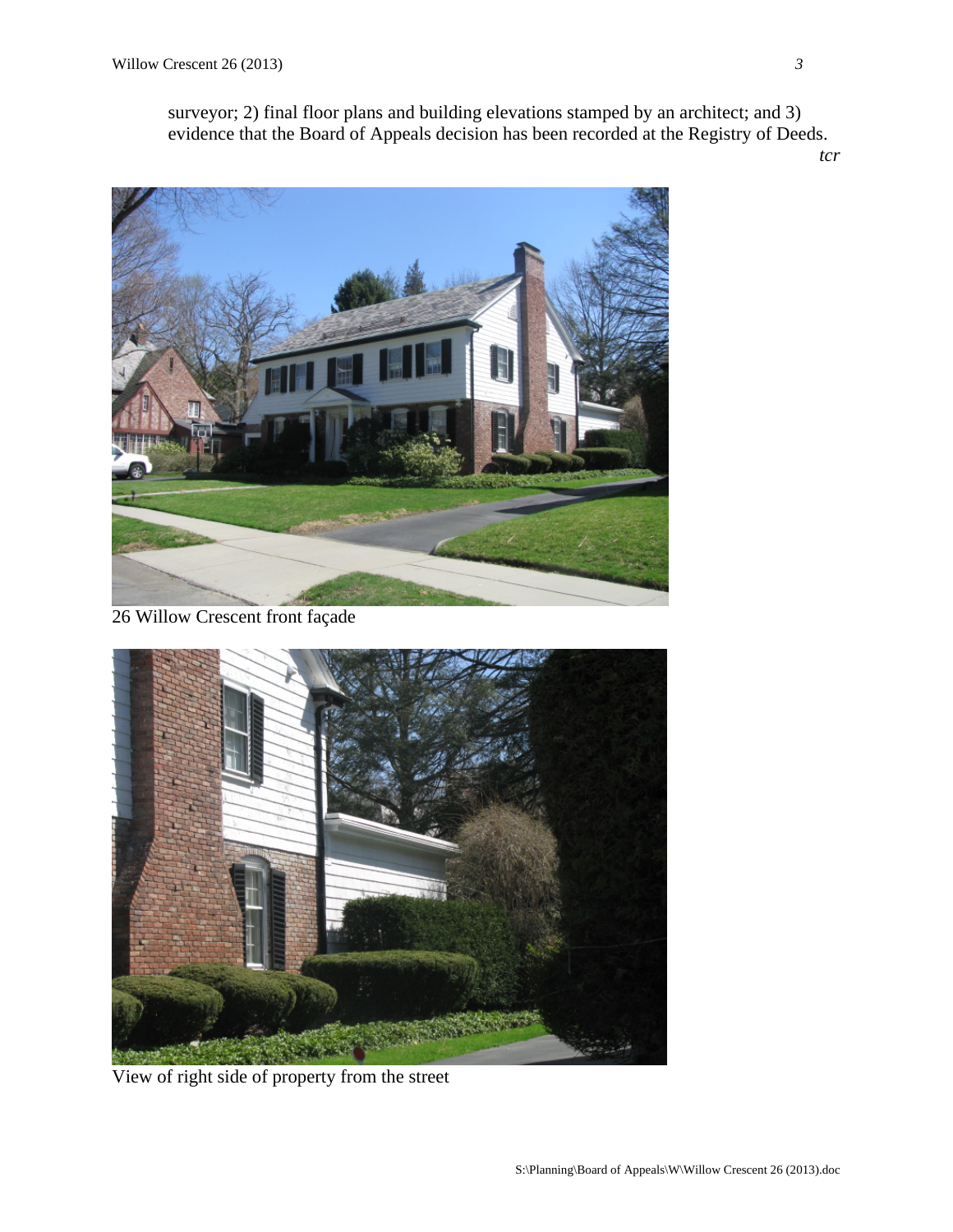surveyor; 2) final floor plans and building elevations stamped by an architect; and 3) evidence that the Board of Appeals decision has been recorded at the Registry of Deeds.

*tcr*

26 Willow Crescent front façade

View of right side of property from the street